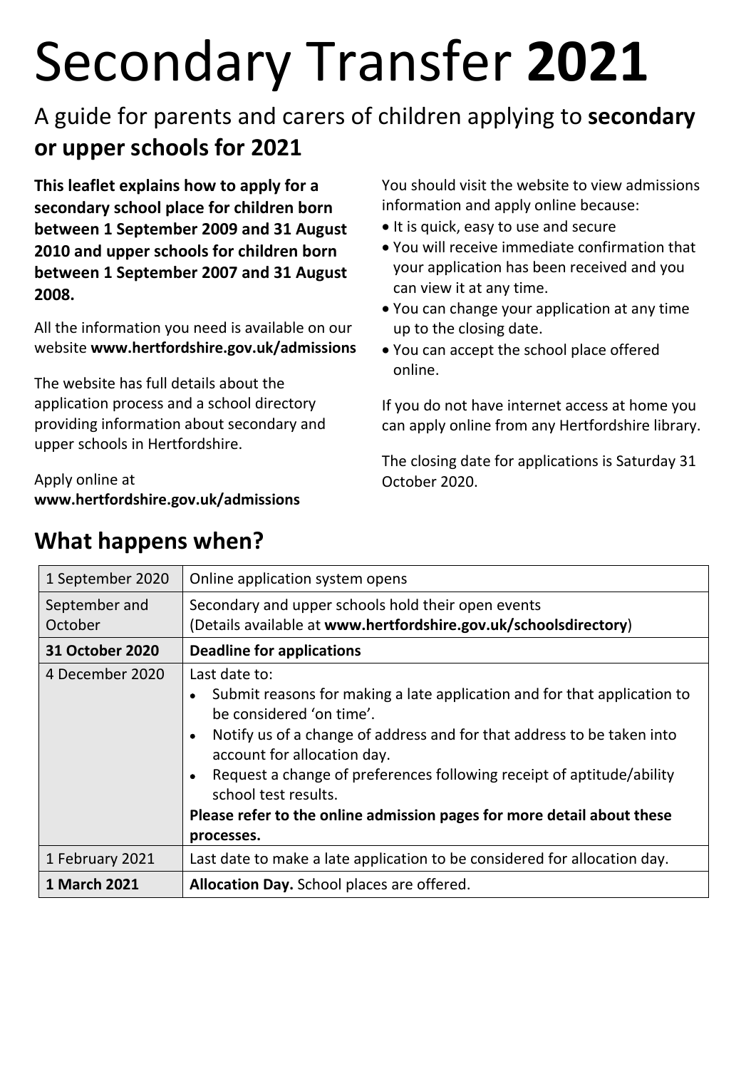# Secondary Transfer **2021**

## A guide for parents and carers of children applying to **secondary or upper schools for 2021**

**This leaflet explains how to apply for a secondary school place for children born between 1 September 2009 and 31 August 2010 and upper schools for children born between 1 September 2007 and 31 August 2008.**

All the information you need is available on our website **www.hertfordshire.gov.uk/admissions**

The website has full details about the application process and a school directory providing information about secondary and upper schools in Hertfordshire.

Apply online at
**www.hertfordshire.gov.uk/admissions**

You should visit the website to view admissions information and apply online because:

- It is quick, easy to use and secure
- You will receive immediate confirmation that your application has been received and you can view it at any time.
- You can change your application at any time up to the closing date.
- You can accept the school place offered online.

If you do not have internet access at home you can apply online from any Hertfordshire library.

The closing date for applications is Saturday 31 October 2020.

## What happens when?

| | |
|---|---|
| 1 September 2020 | Online application system opens |
| September and October | Secondary and upper schools hold their open events (Details available at **www.hertfordshire.gov.uk/schoolsdirectory**) |
| **31 October 2020** | **Deadline for applications** |
| 4 December 2020 | Last date to:<br>• Submit reasons for making a late application and for that application to be considered 'on time'.<br>• Notify us of a change of address and for that address to be taken into account for allocation day.<br>• Request a change of preferences following receipt of aptitude/ability school test results.<br>**Please refer to the online admission pages for more detail about these processes.** |
| 1 February 2021 | Last date to make a late application to be considered for allocation day. |
| **1 March 2021** | **Allocation Day.** School places are offered. |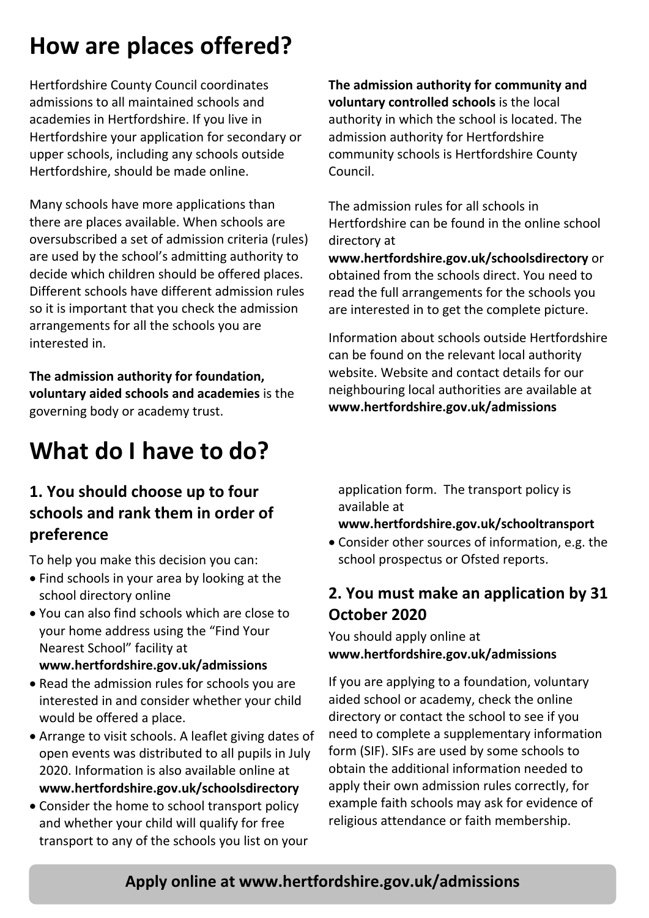# How are places offered?

Hertfordshire County Council coordinates admissions to all maintained schools and academies in Hertfordshire. If you live in Hertfordshire your application for secondary or upper schools, including any schools outside Hertfordshire, should be made online.

Many schools have more applications than there are places available. When schools are oversubscribed a set of admission criteria (rules) are used by the school's admitting authority to decide which children should be offered places. Different schools have different admission rules so it is important that you check the admission arrangements for all the schools you are interested in.

**The admission authority for foundation, voluntary aided schools and academies** is the governing body or academy trust.

**The admission authority for community and voluntary controlled schools** is the local authority in which the school is located. The admission authority for Hertfordshire community schools is Hertfordshire County Council.

The admission rules for all schools in Hertfordshire can be found in the online school directory at **www.hertfordshire.gov.uk/schoolsdirectory** or obtained from the schools direct. You need to read the full arrangements for the schools you are interested in to get the complete picture.

Information about schools outside Hertfordshire can be found on the relevant local authority website. Website and contact details for our neighbouring local authorities are available at **www.hertfordshire.gov.uk/admissions**

# What do I have to do?

## 1. You should choose up to four schools and rank them in order of preference

To help you make this decision you can:

- Find schools in your area by looking at the school directory online
- You can also find schools which are close to your home address using the "Find Your Nearest School" facility at **www.hertfordshire.gov.uk/admissions**
- Read the admission rules for schools you are interested in and consider whether your child would be offered a place.
- Arrange to visit schools. A leaflet giving dates of open events was distributed to all pupils in July 2020. Information is also available online at **www.hertfordshire.gov.uk/schoolsdirectory**
- Consider the home to school transport policy and whether your child will qualify for free transport to any of the schools you list on your application form. The transport policy is available at **www.hertfordshire.gov.uk/schooltransport**
- Consider other sources of information, e.g. the school prospectus or Ofsted reports.

## 2. You must make an application by 31 October 2020

You should apply online at **www.hertfordshire.gov.uk/admissions**

If you are applying to a foundation, voluntary aided school or academy, check the online directory or contact the school to see if you need to complete a supplementary information form (SIF). SIFs are used by some schools to obtain the additional information needed to apply their own admission rules correctly, for example faith schools may ask for evidence of religious attendance or faith membership.

**Apply online at www.hertfordshire.gov.uk/admissions**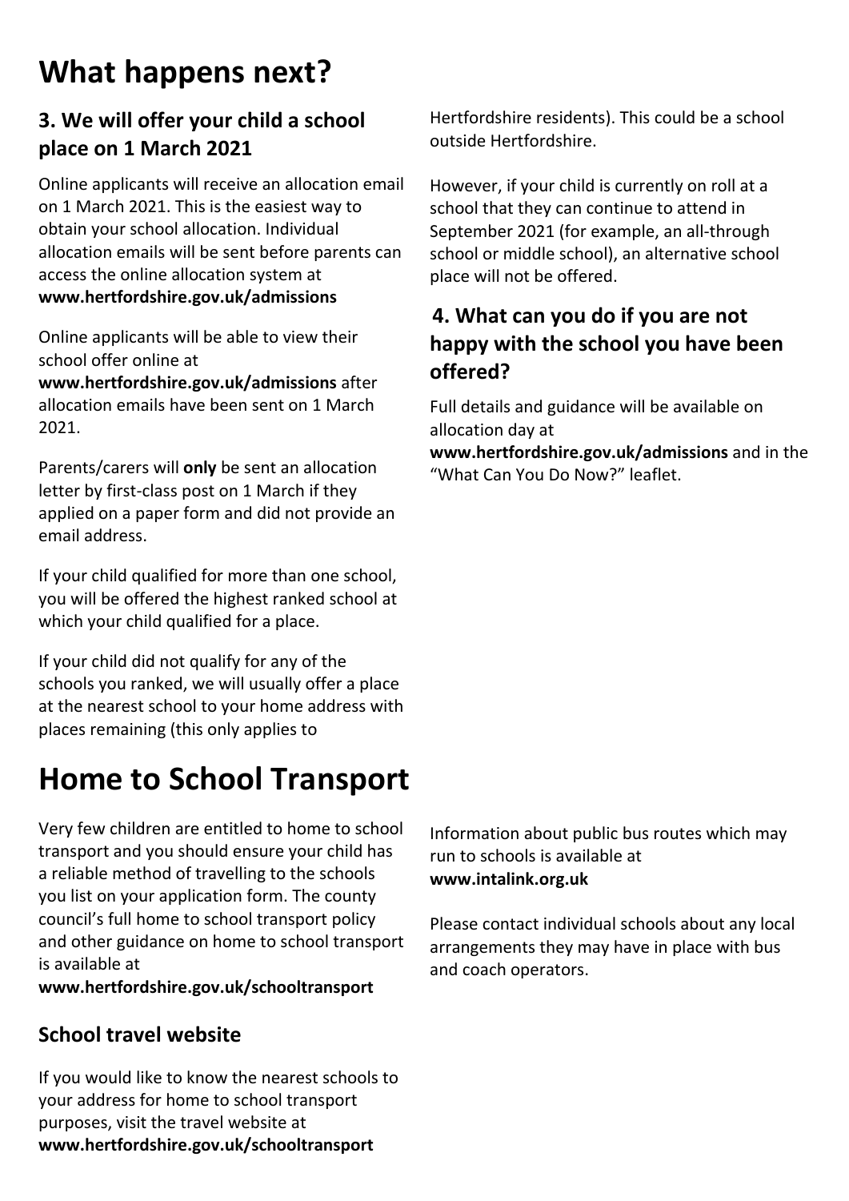# What happens next?

### 3. We will offer your child a school place on 1 March 2021

Online applicants will receive an allocation email on 1 March 2021. This is the easiest way to obtain your school allocation. Individual allocation emails will be sent before parents can access the online allocation system at **www.hertfordshire.gov.uk/admissions**

Online applicants will be able to view their school offer online at **www.hertfordshire.gov.uk/admissions** after allocation emails have been sent on 1 March 2021.

Parents/carers will **only** be sent an allocation letter by first-class post on 1 March if they applied on a paper form and did not provide an email address.

If your child qualified for more than one school, you will be offered the highest ranked school at which your child qualified for a place.

If your child did not qualify for any of the schools you ranked, we will usually offer a place at the nearest school to your home address with places remaining (this only applies to Hertfordshire residents). This could be a school outside Hertfordshire.

However, if your child is currently on roll at a school that they can continue to attend in September 2021 (for example, an all-through school or middle school), an alternative school place will not be offered.

### 4. What can you do if you are not happy with the school you have been offered?

Full details and guidance will be available on allocation day at **www.hertfordshire.gov.uk/admissions** and in the "What Can You Do Now?" leaflet.

# Home to School Transport

Very few children are entitled to home to school transport and you should ensure your child has a reliable method of travelling to the schools you list on your application form. The county council's full home to school transport policy and other guidance on home to school transport is available at **www.hertfordshire.gov.uk/schooltransport**

### School travel website

If you would like to know the nearest schools to your address for home to school transport purposes, visit the travel website at **www.hertfordshire.gov.uk/schooltransport**

Information about public bus routes which may run to schools is available at **www.intalink.org.uk**

Please contact individual schools about any local arrangements they may have in place with bus and coach operators.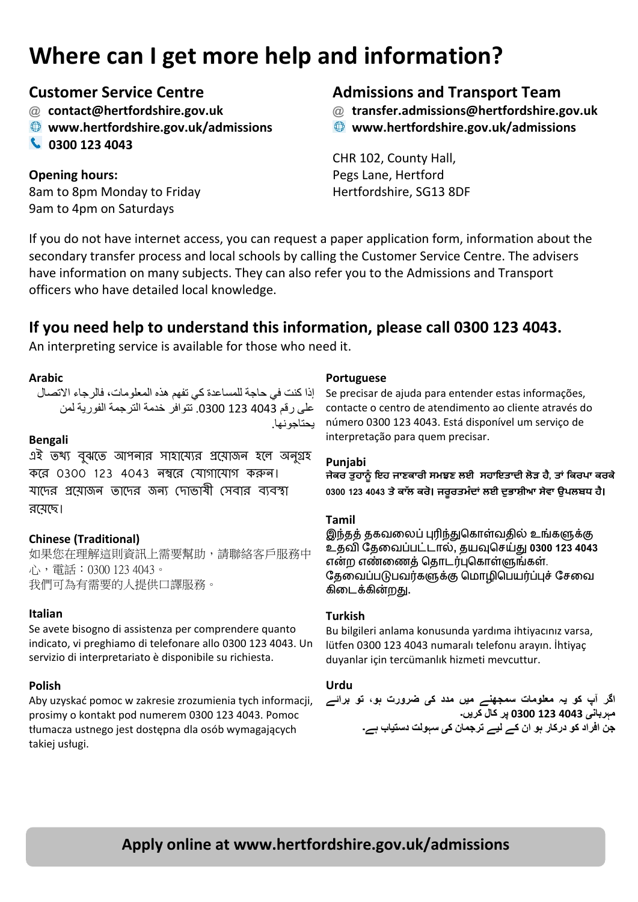# Where can I get more help and information?

## Customer Service Centre

@ **contact@hertfordshire.gov.uk**
**www.hertfordshire.gov.uk/admissions**
**0300 123 4043**

**Opening hours:**
8am to 8pm Monday to Friday
9am to 4pm on Saturdays

## Admissions and Transport Team

@ **transfer.admissions@hertfordshire.gov.uk**
**www.hertfordshire.gov.uk/admissions**

CHR 102, County Hall,
Pegs Lane, Hertford
Hertfordshire, SG13 8DF

If you do not have internet access, you can request a paper application form, information about the secondary transfer process and local schools by calling the Customer Service Centre. The advisers have information on many subjects. They can also refer you to the Admissions and Transport officers who have detailed local knowledge.

## If you need help to understand this information, please call 0300 123 4043.

An interpreting service is available for those who need it.

**Arabic**

إذا كنت في حاجة للمساعدة كي تفهم هذه المعلومات، فالرجاء الاتصال على رقم 4043 123 0300. تتوافر خدمة الترجمة الفورية لمن يحتاجونها.

**Bengali**

এই তথ্য বুঝতে আপনার সাহায্যের প্রয়োজন হলে অনুগ্রহ করে 0300 123 4043 নম্বরে যোগাযোগ করুন। যাদের প্রয়োজন তাদের জন্য দোভাষী সেবার ব্যবস্থা রয়েছে।

**Chinese (Traditional)**

如果您在理解這則資訊上需要幫助，請聯絡客戶服務中心，電話：0300 123 4043。
我們可為有需要的人提供口譯服務。

**Italian**

Se avete bisogno di assistenza per comprendere quanto indicato, vi preghiamo di telefonare allo 0300 123 4043. Un servizio di interpretariato è disponibile su richiesta.

**Polish**

Aby uzyskać pomoc w zakresie zrozumienia tych informacji, prosimy o kontakt pod numerem 0300 123 4043. Pomoc tłumacza ustnego jest dostępna dla osób wymagających takiej usługi.

**Portuguese**

Se precisar de ajuda para entender estas informações, contacte o centro de atendimento ao cliente através do número 0300 123 4043. Está disponível um serviço de interpretação para quem precisar.

**Punjabi**

**ਜੇਕਰ ਤੁਹਾਨੂੰ ਇਹ ਜਾਣਕਾਰੀ ਸਮਝਣ ਲਈ ਸਹਾਇਤਾ ਦੀ ਲੋੜ ਹੈ, ਤਾਂ ਕਿਰਪਾ ਕਰਕੇ 0300 123 4043 ਤੇ ਕਾੱਲ ਕਰੋ। ਜਰੂਰਤਮੰਦਾਂ ਲਈ ਦੁਭਾਸ਼ੀਆ ਸੇਵਾ ਉਪਲਬਧ ਹੈ।**

**Tamil**

இந்தத் தகவலைப் புரிந்துகொள்வதில் உங்களுக்கு உதவி தேவைப்பட்டால், தயவுசெய்து **0300 123 4043** என்ற எண்ணைத் தொடர்புகொள்ளுங்கள். தேவைப்படுபவர்களுக்கு மொழிபெயர்ப்புச் சேவை கிடைக்கின்றது.

**Turkish**

Bu bilgileri anlama konusunda yardıma ihtiyacınız varsa, lütfen 0300 123 4043 numaralı telefonu arayın. İhtiyaç duyanlar için tercümanlık hizmeti mevcuttur.

**Urdu**

**اگر آپ کو یہ معلومات سمجھنے میں مدد کی ضرورت ہو، تو برائے مہربانی 4043 123 0300 پر کال کریں۔**
**جن افراد کو درکار ہو ان کے لیے ترجمان کی سہولت دستیاب ہے۔**

**Apply online at www.hertfordshire.gov.uk/admissions**